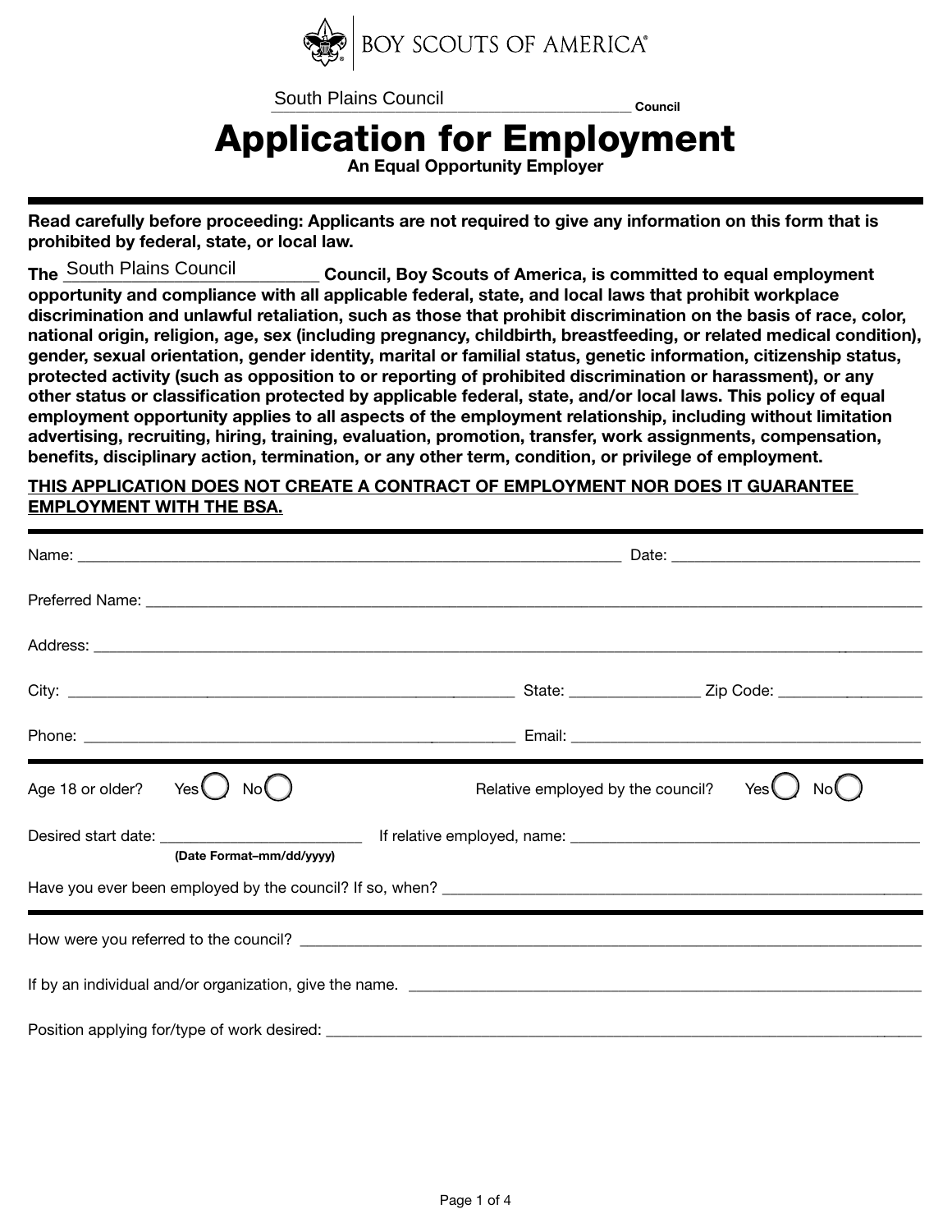BOY SCOUTS OF AMERICA®

South Plains Council Council

# Application for Employment

**An Equal Opportunity Employer**

**Read carefully before proceeding: Applicants are not required to give any information on this form that is prohibited by federal, state, or local law.**

**The South Plains Council Council, Boy Scouts of America, is committed to equal employment opportunity and compliance with all applicable federal, state, and local laws that prohibit workplace discrimination and unlawful retaliation, such as those that prohibit discrimination on the basis of race, color, national origin, religion, age, sex (including pregnancy, childbirth, breastfeeding, or related medical condition), gender, sexual orientation, gender identity, marital or familial status, genetic information, citizenship status, protected activity (such as opposition to or reporting of prohibited discrimination or harassment), or any other status or classification protected by applicable federal, state, and/or local laws. This policy of equal employment opportunity applies to all aspects of the employment relationship, including without limitation advertising, recruiting, hiring, training, evaluation, promotion, transfer, work assignments, compensation, benefits, disciplinary action, termination, or any other term, condition, or privilege of employment.**

**THIS APPLICATION DOES NOT CREATE A CONTRACT OF EMPLOYMENT NOR DOES IT GUARANTEE EMPLOYMENT WITH THE BSA.**

Name: ______________________________ Date: ______________________

Preferred Name: ______________________________

Address: ______________________________

City: ______________________ State: ____________ Zip Code: ____________

Phone: ______________________ Email: ______________________

Age 18 or older? Yes ◯ No ◯ Relative employed by the council? Yes ◯ No ◯

Desired start date: ____________________ **(Date Format–mm/dd/yyyy)** If relative employed, name: ______________________

Have you ever been employed by the council? If so, when? ______________________

How were you referred to the council? ______________________

If by an individual and/or organization, give the name. ______________________

Position applying for/type of work desired: ______________________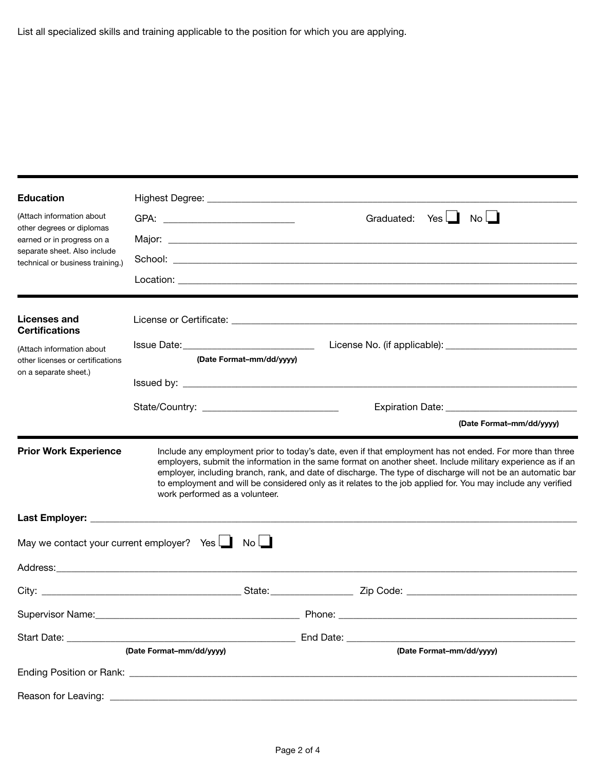List all specialized skills and training applicable to the position for which you are applying.

---

## Education

(Attach information about other degrees or diplomas earned or in progress on a separate sheet. Also include technical or business training.)

Highest Degree: ______________________________

GPA: ______________ Graduated: Yes ☐ No ☐

Major: ______________________________

School: ______________________________

Location: ______________________________

---

## Licenses and Certifications

(Attach information about other licenses or certifications on a separate sheet.)

License or Certificate: ______________________________

Issue Date: ______________ **(Date Format–mm/dd/yyyy)** License No. (if applicable): ______________

Issued by: ______________________________

State/Country: ______________ Expiration Date: ______________ **(Date Format–mm/dd/yyyy)**

---

## Prior Work Experience

Include any employment prior to today's date, even if that employment has not ended. For more than three employers, submit the information in the same format on another sheet. Include military experience as if an employer, including branch, rank, and date of discharge. The type of discharge will not be an automatic bar to employment and will be considered only as it relates to the job applied for. You may include any verified work performed as a volunteer.

**Last Employer:** ______________________________

May we contact your current employer? Yes ☐ No ☐

Address: ______________________________

City: ______________ State: ______________ Zip Code: ______________

Supervisor Name: ______________ Phone: ______________

Start Date: ______________ **(Date Format–mm/dd/yyyy)** End Date: ______________ **(Date Format–mm/dd/yyyy)**

Ending Position or Rank: ______________________________

Reason for Leaving: ______________________________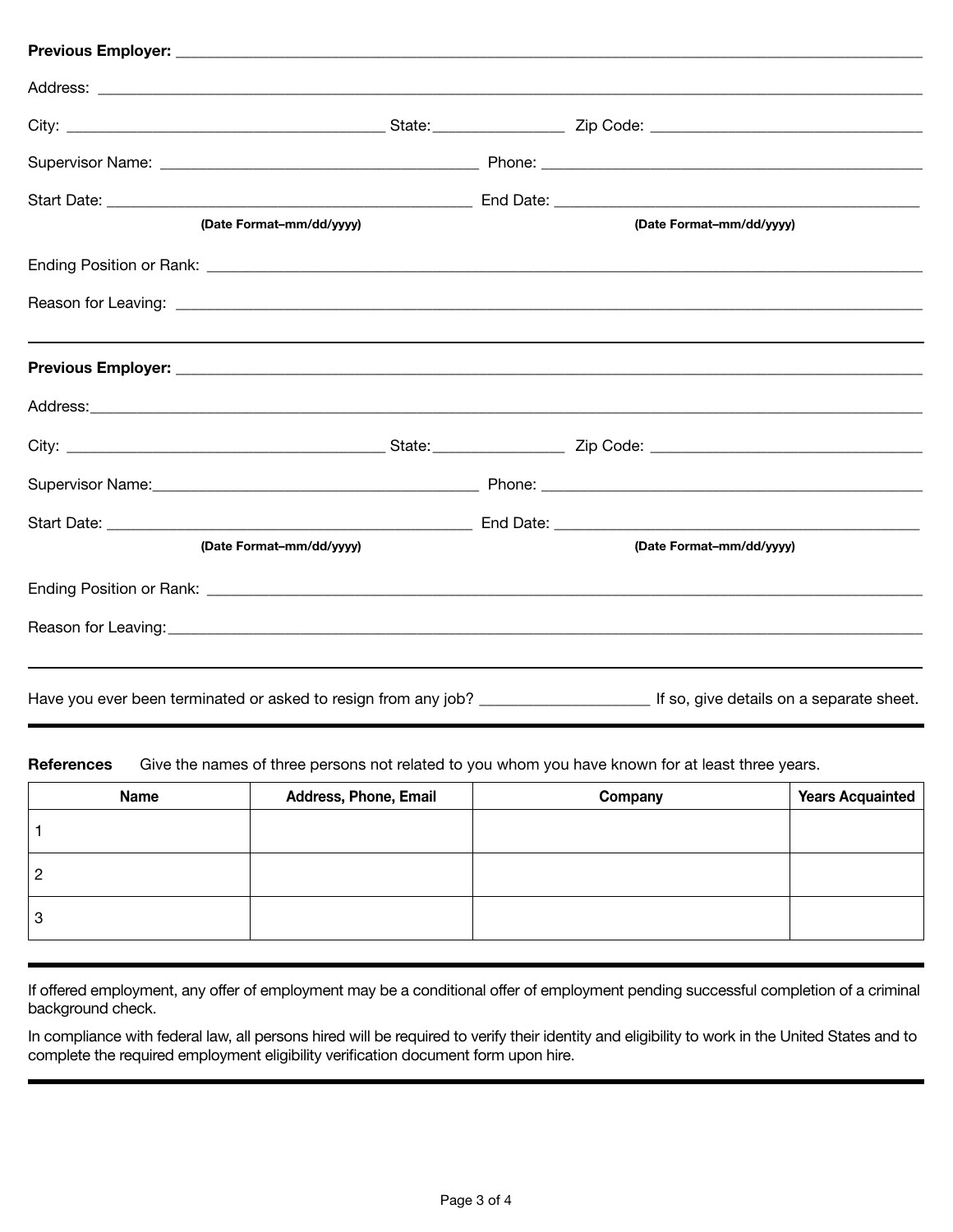**Previous Employer:** ______________________________

Address: ______________________________

City: ______________________________ State: ______________ Zip Code: ______________________________

Supervisor Name: ______________________________ Phone: ______________________________

Start Date: ______________________________ End Date: ______________________________

**(Date Format–mm/dd/yyyy)** **(Date Format–mm/dd/yyyy)**

Ending Position or Rank: ______________________________

Reason for Leaving: ______________________________

---

**Previous Employer:** ______________________________

Address: ______________________________

City: ______________________________ State: ______________ Zip Code: ______________________________

Supervisor Name: ______________________________ Phone: ______________________________

Start Date: ______________________________ End Date: ______________________________

**(Date Format–mm/dd/yyyy)** **(Date Format–mm/dd/yyyy)**

Ending Position or Rank: ______________________________

Reason for Leaving: ______________________________

---

Have you ever been terminated or asked to resign from any job? ____________________ If so, give details on a separate sheet.

---

**References** Give the names of three persons not related to you whom you have known for at least three years.

| Name | Address, Phone, Email | Company | Years Acquainted |
|---|---|---|---|
| 1 | | | |
| 2 | | | |
| 3 | | | |

---

If offered employment, any offer of employment may be a conditional offer of employment pending successful completion of a criminal background check.

In compliance with federal law, all persons hired will be required to verify their identity and eligibility to work in the United States and to complete the required employment eligibility verification document form upon hire.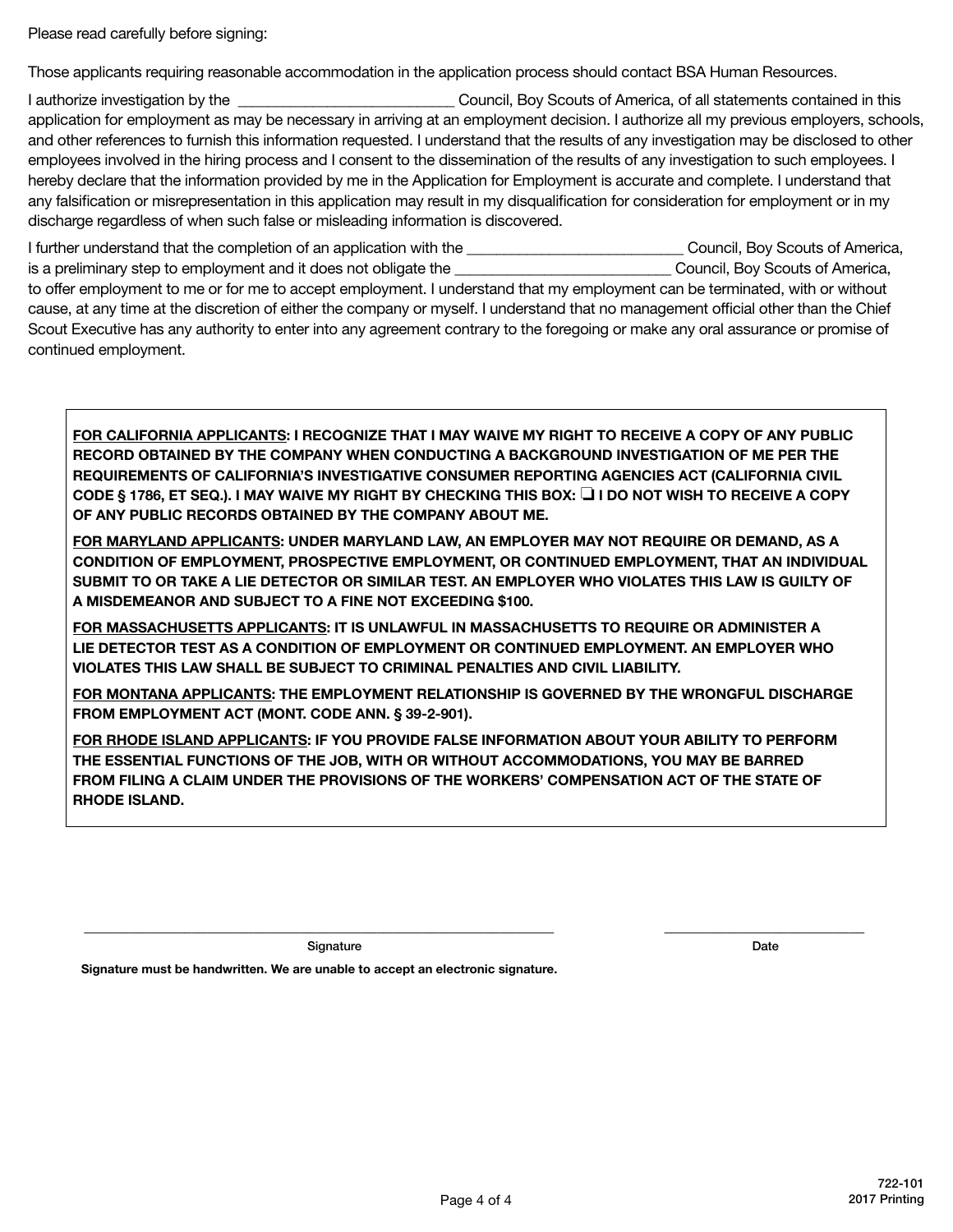Please read carefully before signing:

Those applicants requiring reasonable accommodation in the application process should contact BSA Human Resources.

I authorize investigation by the ___________________________ Council, Boy Scouts of America, of all statements contained in this application for employment as may be necessary in arriving at an employment decision. I authorize all my previous employers, schools, and other references to furnish this information requested. I understand that the results of any investigation may be disclosed to other employees involved in the hiring process and I consent to the dissemination of the results of any investigation to such employees. I hereby declare that the information provided by me in the Application for Employment is accurate and complete. I understand that any falsification or misrepresentation in this application may result in my disqualification for consideration for employment or in my discharge regardless of when such false or misleading information is discovered.

I further understand that the completion of an application with the ___________________________ Council, Boy Scouts of America, is a preliminary step to employment and it does not obligate the ___________________________ Council, Boy Scouts of America, to offer employment to me or for me to accept employment. I understand that my employment can be terminated, with or without cause, at any time at the discretion of either the company or myself. I understand that no management official other than the Chief Scout Executive has any authority to enter into any agreement contrary to the foregoing or make any oral assurance or promise of continued employment.

**FOR CALIFORNIA APPLICANTS: I RECOGNIZE THAT I MAY WAIVE MY RIGHT TO RECEIVE A COPY OF ANY PUBLIC RECORD OBTAINED BY THE COMPANY WHEN CONDUCTING A BACKGROUND INVESTIGATION OF ME PER THE REQUIREMENTS OF CALIFORNIA'S INVESTIGATIVE CONSUMER REPORTING AGENCIES ACT (CALIFORNIA CIVIL CODE § 1786, ET SEQ.). I MAY WAIVE MY RIGHT BY CHECKING THIS BOX: ❑ I DO NOT WISH TO RECEIVE A COPY OF ANY PUBLIC RECORDS OBTAINED BY THE COMPANY ABOUT ME.**

**FOR MARYLAND APPLICANTS: UNDER MARYLAND LAW, AN EMPLOYER MAY NOT REQUIRE OR DEMAND, AS A CONDITION OF EMPLOYMENT, PROSPECTIVE EMPLOYMENT, OR CONTINUED EMPLOYMENT, THAT AN INDIVIDUAL SUBMIT TO OR TAKE A LIE DETECTOR OR SIMILAR TEST. AN EMPLOYER WHO VIOLATES THIS LAW IS GUILTY OF A MISDEMEANOR AND SUBJECT TO A FINE NOT EXCEEDING $100.**

**FOR MASSACHUSETTS APPLICANTS: IT IS UNLAWFUL IN MASSACHUSETTS TO REQUIRE OR ADMINISTER A LIE DETECTOR TEST AS A CONDITION OF EMPLOYMENT OR CONTINUED EMPLOYMENT. AN EMPLOYER WHO VIOLATES THIS LAW SHALL BE SUBJECT TO CRIMINAL PENALTIES AND CIVIL LIABILITY.**

**FOR MONTANA APPLICANTS: THE EMPLOYMENT RELATIONSHIP IS GOVERNED BY THE WRONGFUL DISCHARGE FROM EMPLOYMENT ACT (MONT. CODE ANN. § 39-2-901).**

**FOR RHODE ISLAND APPLICANTS: IF YOU PROVIDE FALSE INFORMATION ABOUT YOUR ABILITY TO PERFORM THE ESSENTIAL FUNCTIONS OF THE JOB, WITH OR WITHOUT ACCOMMODATIONS, YOU MAY BE BARRED FROM FILING A CLAIM UNDER THE PROVISIONS OF THE WORKERS' COMPENSATION ACT OF THE STATE OF RHODE ISLAND.**

_________________________________________________ Signature

_________________________ Date

**Signature must be handwritten. We are unable to accept an electronic signature.**

722-101
2017 Printing